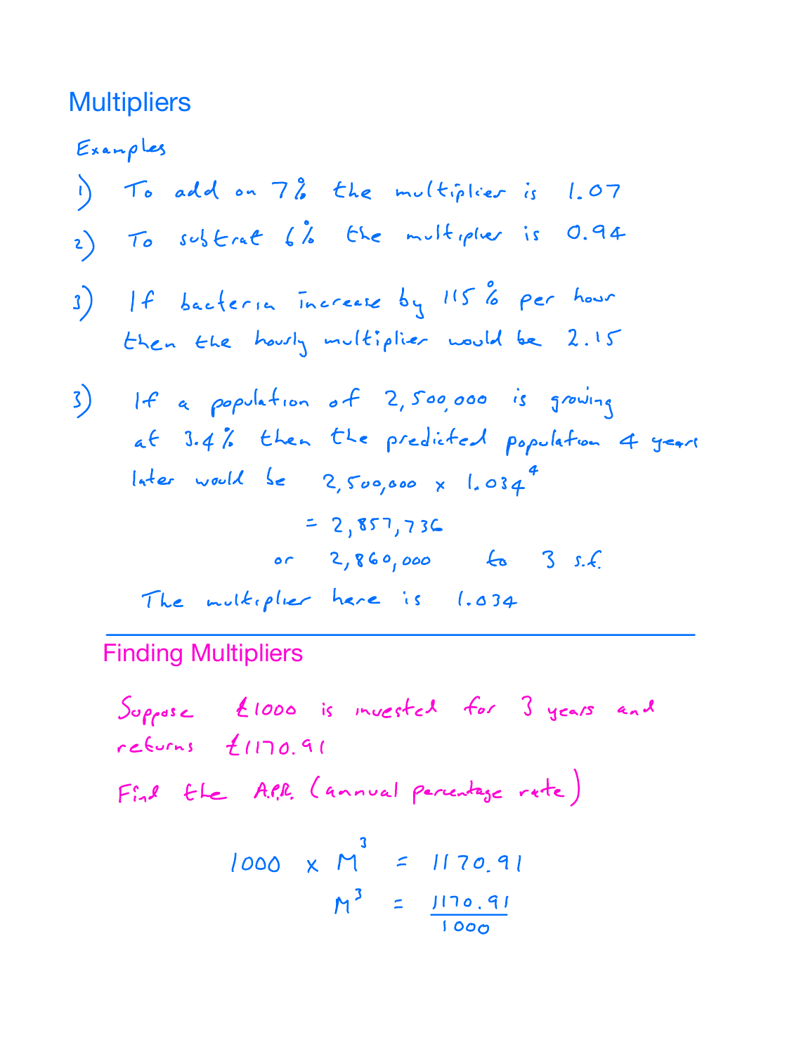# Multipliers

Examples

1) To add on 7% the multiplier is 1.07

2) To subtrat 6% the multiplier is 0.94

3) If bacteria increase by 115% per hour then the hourly multiplier would be 2.15

3) If a population of 2,500,000 is growing at 3.4% then the predicted population 4 years later would be $2,500,000 \times 1.034^4$

$$= 2,857,736$$

or 2,860,000 to 3 s.f.

The multiplier here is 1.034

---

## Finding Multipliers

Suppose £1000 is invested for 3 years and returns £1170.91

Find the A.P.R. (annual percentage rate)

$$1000 \times M^3 = 1170.91$$

$$M^3 = \frac{1170.91}{1000}$$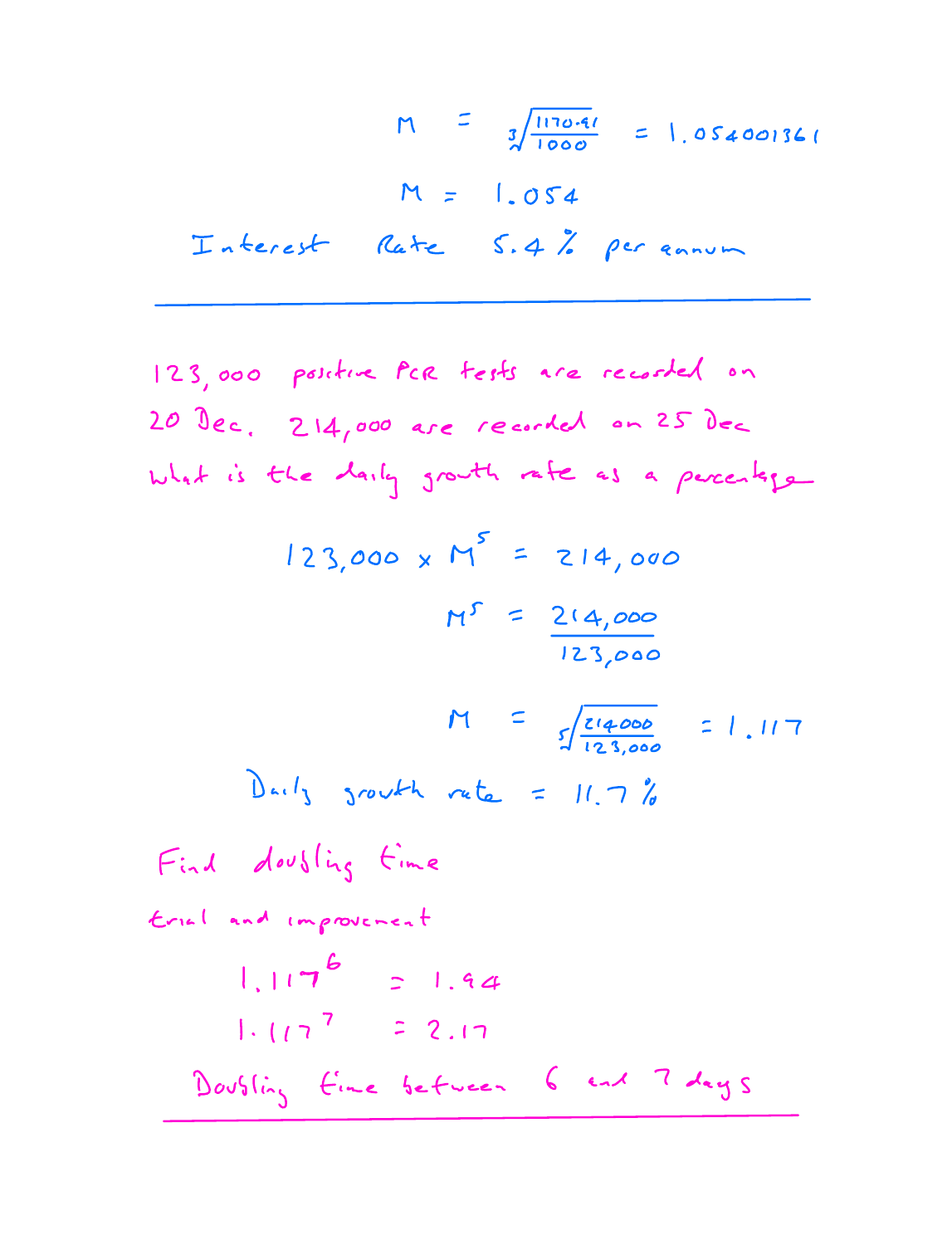$$M = \sqrt[3]{\frac{1170.41}{1000}} = 1.054001361$$

$$M = 1.054$$

Interest Rate 5.4 % per annum

---

123,000 positive PCR tests are recorded on 20 Dec. 214,000 are recorded on 25 Dec

What is the daily growth rate as a percentage

$$123{,}000 \times M^5 = 214{,}000$$

$$M^5 = \frac{214{,}000}{123{,}000}$$

$$M = \sqrt[5]{\frac{214000}{123{,}000}} = 1.117$$

Daily growth rate = 11.7 %

Find doubling time

trial and improvement

$$1.117^6 = 1.94$$

$$1.117^7 = 2.17$$

Doubling time between 6 and 7 days

---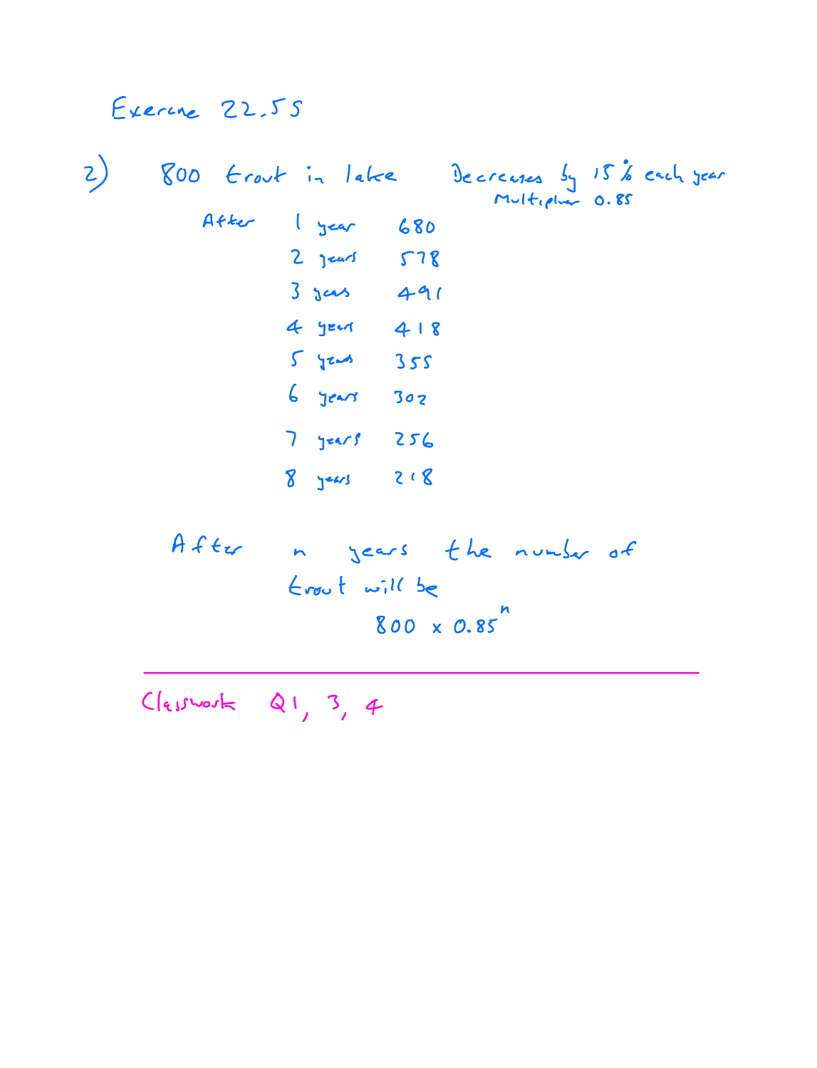# Exercise 22.5S

2) 800 trout in lake. Decreases by 15% each year

Multiplier 0.85

| | | |
|---|---|---|
| After | 1 year | 680 |
| | 2 years | 578 |
| | 3 years | 491 |
| | 4 years | 418 |
| | 5 years | 355 |
| | 6 years | 302 |
| | 7 years | 256 |
| | 8 years | 218 |

After $n$ years the number of trout will be

$$800 \times 0.85^n$$

---

Classwork Q1, 3, 4